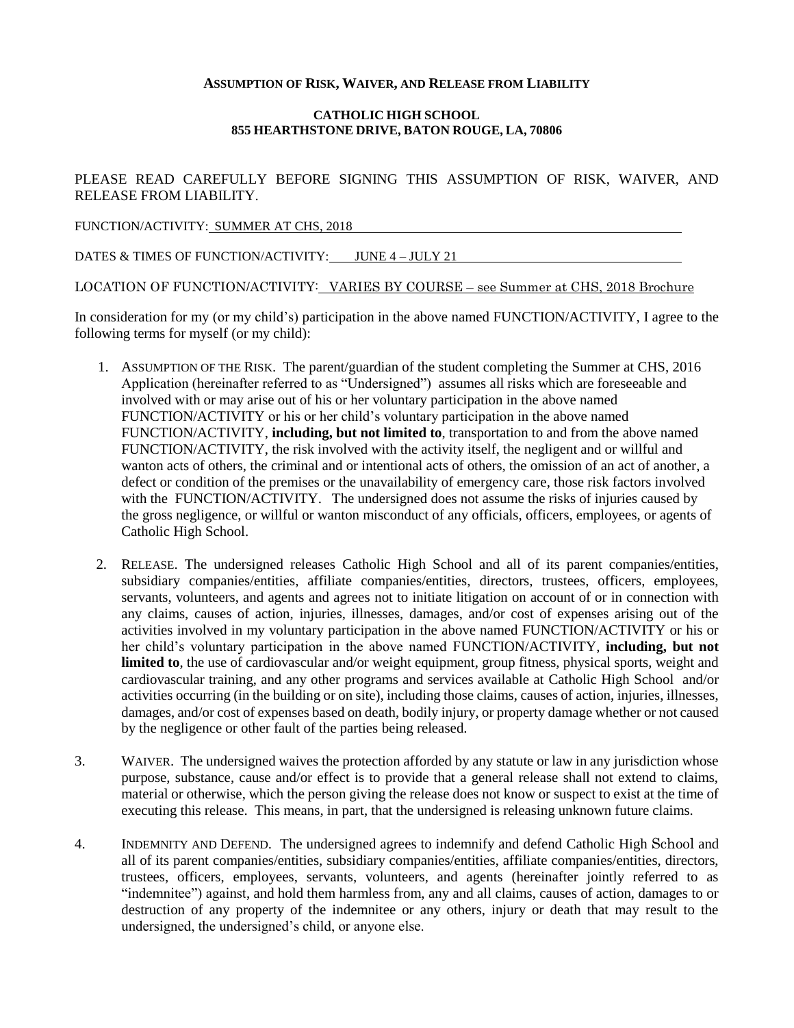**ASSUMPTION OF RISK, WAIVER, AND RELEASE FROM LIABILITY**

**CATHOLIC HIGH SCHOOL**
**855 HEARTHSTONE DRIVE, BATON ROUGE, LA, 70806**

PLEASE READ CAREFULLY BEFORE SIGNING THIS ASSUMPTION OF RISK, WAIVER, AND RELEASE FROM LIABILITY.

FUNCTION/ACTIVITY: SUMMER AT CHS, 2018

DATES & TIMES OF FUNCTION/ACTIVITY: JUNE 4 – JULY 21

LOCATION OF FUNCTION/ACTIVITY: VARIES BY COURSE – see Summer at CHS, 2018 Brochure

In consideration for my (or my child's) participation in the above named FUNCTION/ACTIVITY, I agree to the following terms for myself (or my child):

1. ASSUMPTION OF THE RISK. The parent/guardian of the student completing the Summer at CHS, 2016 Application (hereinafter referred to as "Undersigned") assumes all risks which are foreseeable and involved with or may arise out of his or her voluntary participation in the above named FUNCTION/ACTIVITY or his or her child's voluntary participation in the above named FUNCTION/ACTIVITY, **including, but not limited to**, transportation to and from the above named FUNCTION/ACTIVITY, the risk involved with the activity itself, the negligent and or willful and wanton acts of others, the criminal and or intentional acts of others, the omission of an act of another, a defect or condition of the premises or the unavailability of emergency care, those risk factors involved with the FUNCTION/ACTIVITY. The undersigned does not assume the risks of injuries caused by the gross negligence, or willful or wanton misconduct of any officials, officers, employees, or agents of Catholic High School.

2. RELEASE. The undersigned releases Catholic High School and all of its parent companies/entities, subsidiary companies/entities, affiliate companies/entities, directors, trustees, officers, employees, servants, volunteers, and agents and agrees not to initiate litigation on account of or in connection with any claims, causes of action, injuries, illnesses, damages, and/or cost of expenses arising out of the activities involved in my voluntary participation in the above named FUNCTION/ACTIVITY or his or her child's voluntary participation in the above named FUNCTION/ACTIVITY, **including, but not limited to**, the use of cardiovascular and/or weight equipment, group fitness, physical sports, weight and cardiovascular training, and any other programs and services available at Catholic High School and/or activities occurring (in the building or on site), including those claims, causes of action, injuries, illnesses, damages, and/or cost of expenses based on death, bodily injury, or property damage whether or not caused by the negligence or other fault of the parties being released.

3. WAIVER. The undersigned waives the protection afforded by any statute or law in any jurisdiction whose purpose, substance, cause and/or effect is to provide that a general release shall not extend to claims, material or otherwise, which the person giving the release does not know or suspect to exist at the time of executing this release. This means, in part, that the undersigned is releasing unknown future claims.

4. INDEMNITY AND DEFEND. The undersigned agrees to indemnify and defend Catholic High School and all of its parent companies/entities, subsidiary companies/entities, affiliate companies/entities, directors, trustees, officers, employees, servants, volunteers, and agents (hereinafter jointly referred to as "indemnitee") against, and hold them harmless from, any and all claims, causes of action, damages to or destruction of any property of the indemnitee or any others, injury or death that may result to the undersigned, the undersigned's child, or anyone else.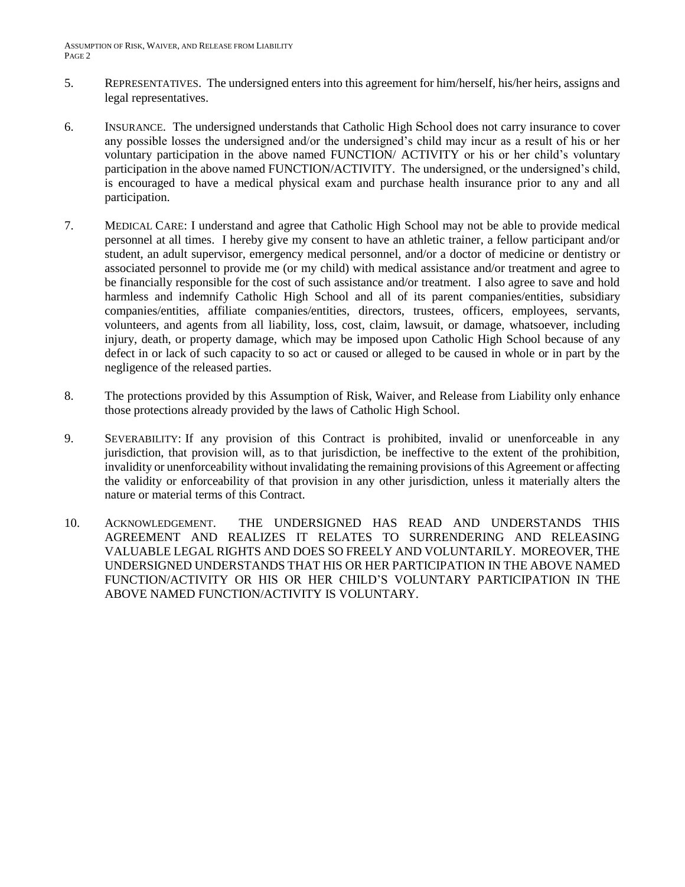5. REPRESENTATIVES. The undersigned enters into this agreement for him/herself, his/her heirs, assigns and legal representatives.

6. INSURANCE. The undersigned understands that Catholic High School does not carry insurance to cover any possible losses the undersigned and/or the undersigned's child may incur as a result of his or her voluntary participation in the above named FUNCTION/ ACTIVITY or his or her child's voluntary participation in the above named FUNCTION/ACTIVITY. The undersigned, or the undersigned's child, is encouraged to have a medical physical exam and purchase health insurance prior to any and all participation.

7. MEDICAL CARE: I understand and agree that Catholic High School may not be able to provide medical personnel at all times. I hereby give my consent to have an athletic trainer, a fellow participant and/or student, an adult supervisor, emergency medical personnel, and/or a doctor of medicine or dentistry or associated personnel to provide me (or my child) with medical assistance and/or treatment and agree to be financially responsible for the cost of such assistance and/or treatment. I also agree to save and hold harmless and indemnify Catholic High School and all of its parent companies/entities, subsidiary companies/entities, affiliate companies/entities, directors, trustees, officers, employees, servants, volunteers, and agents from all liability, loss, cost, claim, lawsuit, or damage, whatsoever, including injury, death, or property damage, which may be imposed upon Catholic High School because of any defect in or lack of such capacity to so act or caused or alleged to be caused in whole or in part by the negligence of the released parties.

8. The protections provided by this Assumption of Risk, Waiver, and Release from Liability only enhance those protections already provided by the laws of Catholic High School.

9. SEVERABILITY: If any provision of this Contract is prohibited, invalid or unenforceable in any jurisdiction, that provision will, as to that jurisdiction, be ineffective to the extent of the prohibition, invalidity or unenforceability without invalidating the remaining provisions of this Agreement or affecting the validity or enforceability of that provision in any other jurisdiction, unless it materially alters the nature or material terms of this Contract.

10. ACKNOWLEDGEMENT. THE UNDERSIGNED HAS READ AND UNDERSTANDS THIS AGREEMENT AND REALIZES IT RELATES TO SURRENDERING AND RELEASING VALUABLE LEGAL RIGHTS AND DOES SO FREELY AND VOLUNTARILY. MOREOVER, THE UNDERSIGNED UNDERSTANDS THAT HIS OR HER PARTICIPATION IN THE ABOVE NAMED FUNCTION/ACTIVITY OR HIS OR HER CHILD'S VOLUNTARY PARTICIPATION IN THE ABOVE NAMED FUNCTION/ACTIVITY IS VOLUNTARY.